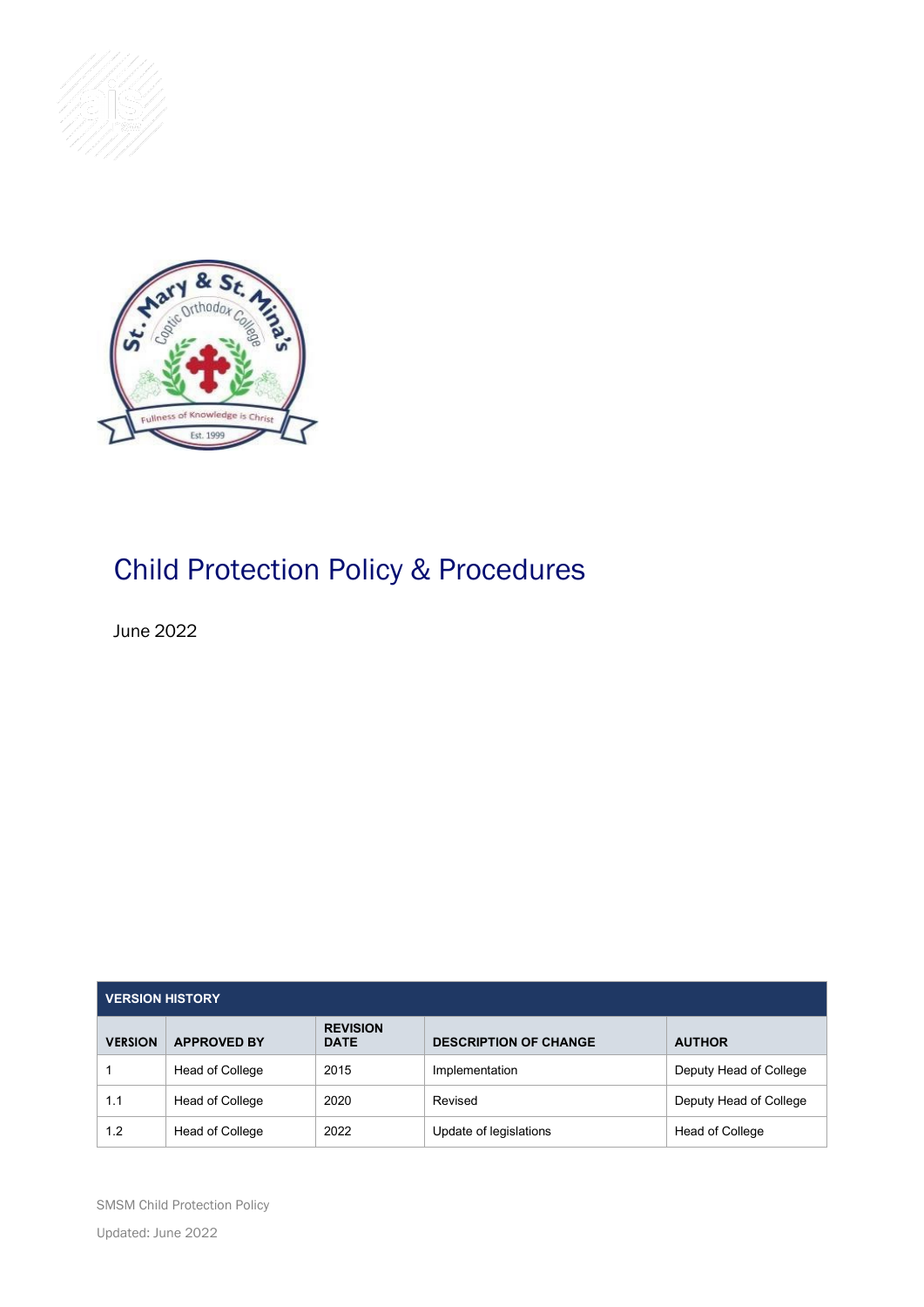# Child Protection Policy & Procedures

June 2022

| VERSION HISTORY | | | | |
|---|---|---|---|---|
| **VERSION** | **APPROVED BY** | **REVISION DATE** | **DESCRIPTION OF CHANGE** | **AUTHOR** |
| 1 | Head of College | 2015 | Implementation | Deputy Head of College |
| 1.1 | Head of College | 2020 | Revised | Deputy Head of College |
| 1.2 | Head of College | 2022 | Update of legislations | Head of College |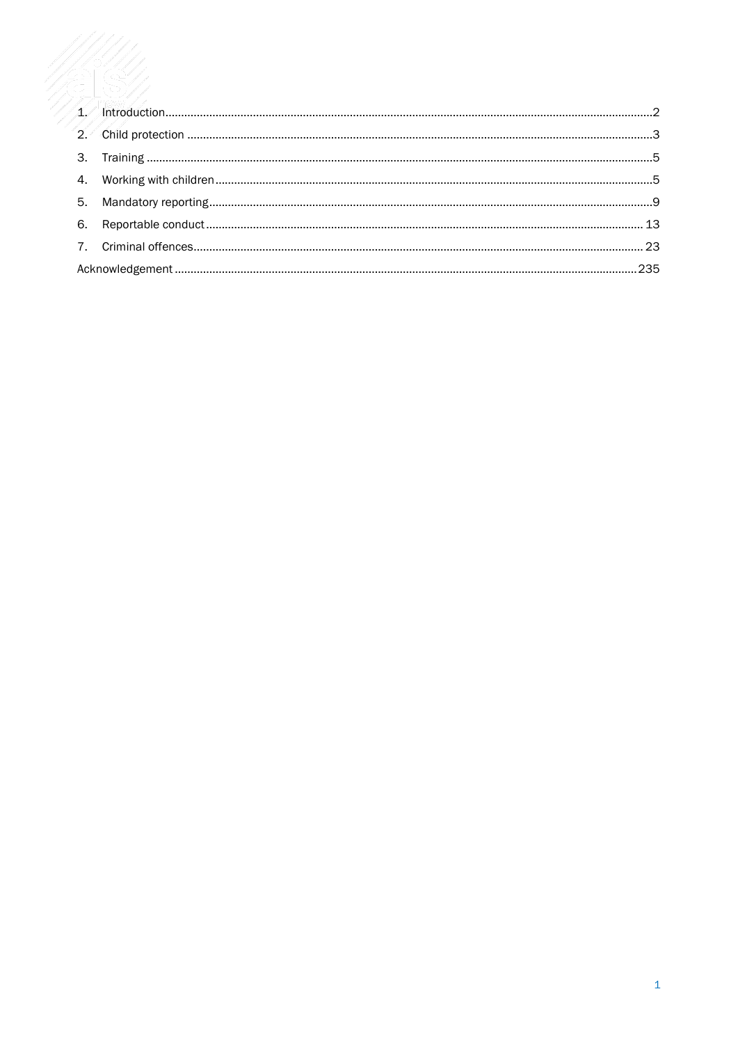1. Introduction ........................................................................................................................................... 2
2. Child protection ...................................................................................................................................... 3
3. Training .................................................................................................................................................. 5
4. Working with children ............................................................................................................................ 5
5. Mandatory reporting ............................................................................................................................... 9
6. Reportable conduct .............................................................................................................................. 13
7. Criminal offences .................................................................................................................................. 23

Acknowledgement .................................................................................................................................... 235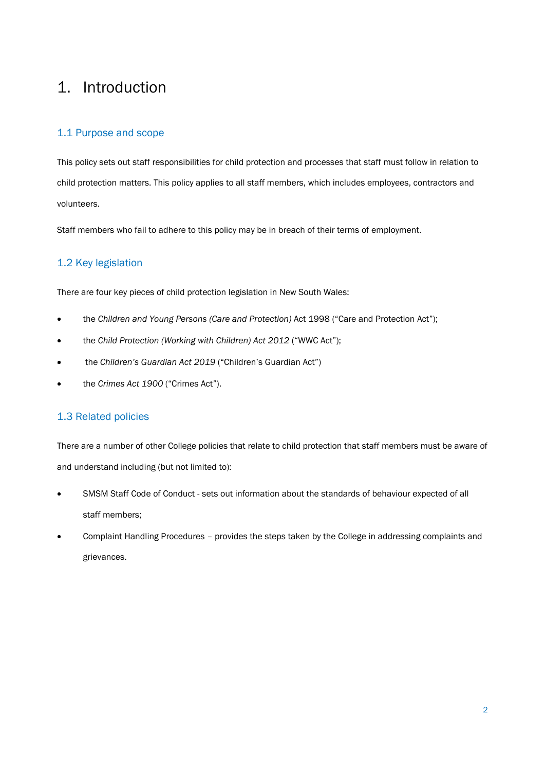# 1. Introduction

## 1.1 Purpose and scope

This policy sets out staff responsibilities for child protection and processes that staff must follow in relation to child protection matters. This policy applies to all staff members, which includes employees, contractors and volunteers.

Staff members who fail to adhere to this policy may be in breach of their terms of employment.

## 1.2 Key legislation

There are four key pieces of child protection legislation in New South Wales:

- the *Children and Young Persons (Care and Protection)* Act 1998 ("Care and Protection Act");
- the *Child Protection (Working with Children) Act 2012* ("WWC Act");
- the *Children's Guardian Act 2019* ("Children's Guardian Act")
- the *Crimes Act 1900* ("Crimes Act").

## 1.3 Related policies

There are a number of other College policies that relate to child protection that staff members must be aware of and understand including (but not limited to):

- SMSM Staff Code of Conduct - sets out information about the standards of behaviour expected of all staff members;
- Complaint Handling Procedures – provides the steps taken by the College in addressing complaints and grievances.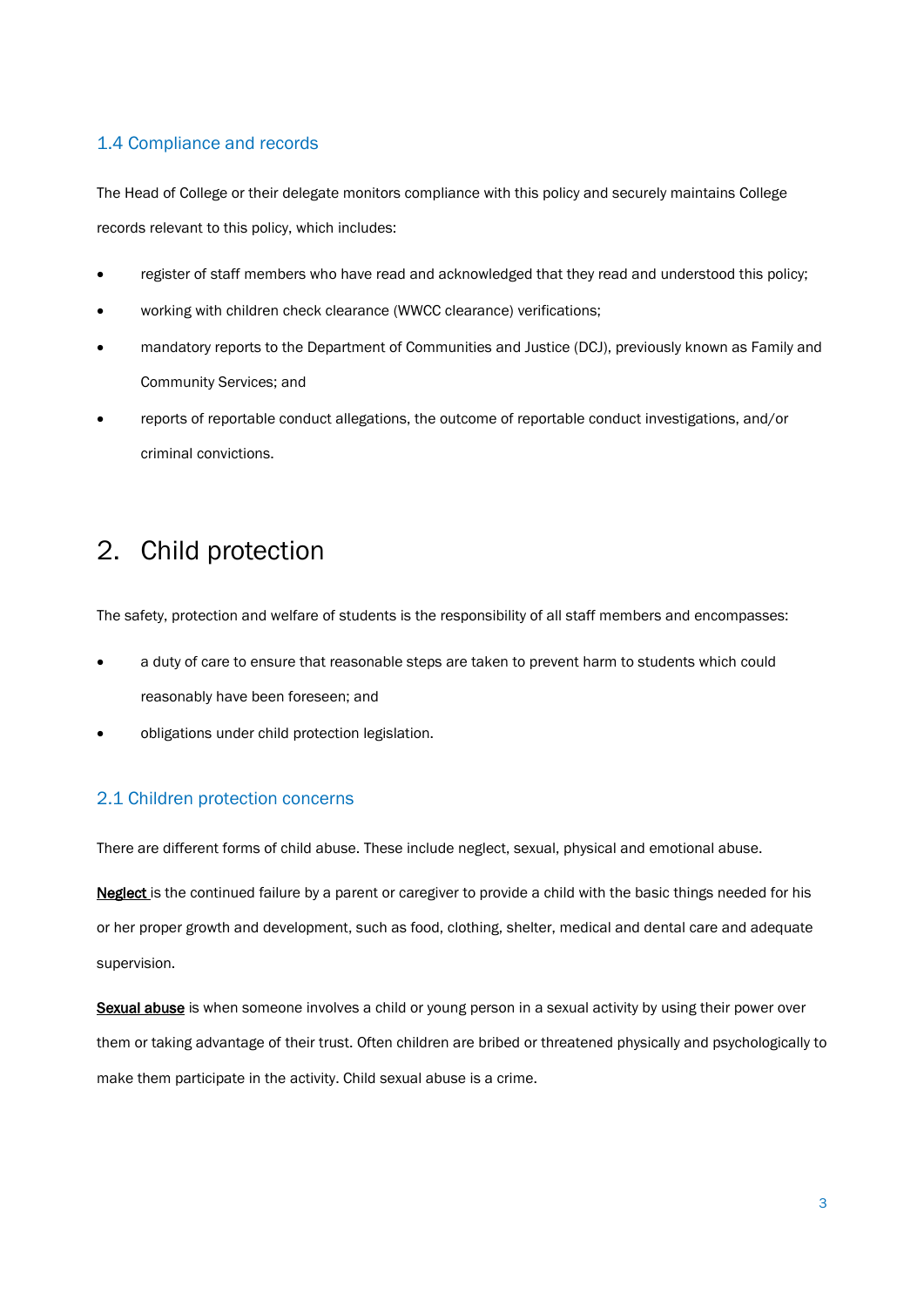### 1.4 Compliance and records

The Head of College or their delegate monitors compliance with this policy and securely maintains College records relevant to this policy, which includes:

- register of staff members who have read and acknowledged that they read and understood this policy;
- working with children check clearance (WWCC clearance) verifications;
- mandatory reports to the Department of Communities and Justice (DCJ), previously known as Family and Community Services; and
- reports of reportable conduct allegations, the outcome of reportable conduct investigations, and/or criminal convictions.

# 2. Child protection

The safety, protection and welfare of students is the responsibility of all staff members and encompasses:

- a duty of care to ensure that reasonable steps are taken to prevent harm to students which could reasonably have been foreseen; and
- obligations under child protection legislation.

### 2.1 Children protection concerns

There are different forms of child abuse. These include neglect, sexual, physical and emotional abuse.

**Neglect** is the continued failure by a parent or caregiver to provide a child with the basic things needed for his or her proper growth and development, such as food, clothing, shelter, medical and dental care and adequate supervision.

**Sexual abuse** is when someone involves a child or young person in a sexual activity by using their power over them or taking advantage of their trust. Often children are bribed or threatened physically and psychologically to make them participate in the activity. Child sexual abuse is a crime.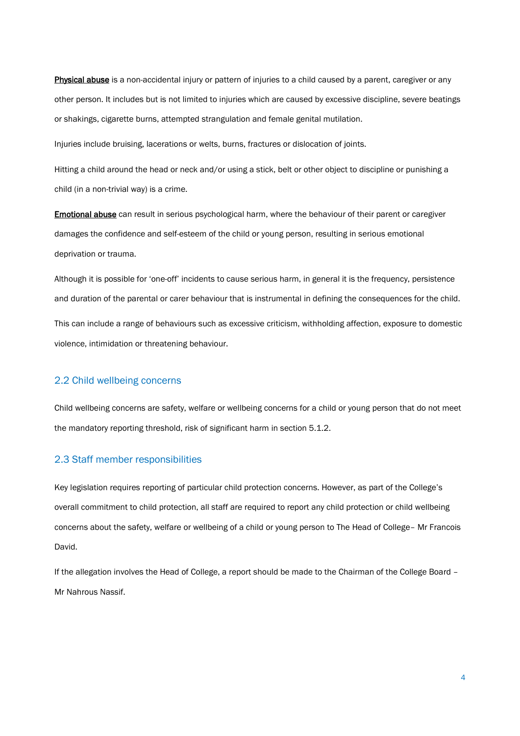**Physical abuse** is a non-accidental injury or pattern of injuries to a child caused by a parent, caregiver or any other person. It includes but is not limited to injuries which are caused by excessive discipline, severe beatings or shakings, cigarette burns, attempted strangulation and female genital mutilation.

Injuries include bruising, lacerations or welts, burns, fractures or dislocation of joints.

Hitting a child around the head or neck and/or using a stick, belt or other object to discipline or punishing a child (in a non-trivial way) is a crime.

**Emotional abuse** can result in serious psychological harm, where the behaviour of their parent or caregiver damages the confidence and self-esteem of the child or young person, resulting in serious emotional deprivation or trauma.

Although it is possible for 'one-off' incidents to cause serious harm, in general it is the frequency, persistence and duration of the parental or carer behaviour that is instrumental in defining the consequences for the child.

This can include a range of behaviours such as excessive criticism, withholding affection, exposure to domestic violence, intimidation or threatening behaviour.

## 2.2 Child wellbeing concerns

Child wellbeing concerns are safety, welfare or wellbeing concerns for a child or young person that do not meet the mandatory reporting threshold, risk of significant harm in section 5.1.2.

## 2.3 Staff member responsibilities

Key legislation requires reporting of particular child protection concerns. However, as part of the College's overall commitment to child protection, all staff are required to report any child protection or child wellbeing concerns about the safety, welfare or wellbeing of a child or young person to The Head of College– Mr Francois David.

If the allegation involves the Head of College, a report should be made to the Chairman of the College Board – Mr Nahrous Nassif.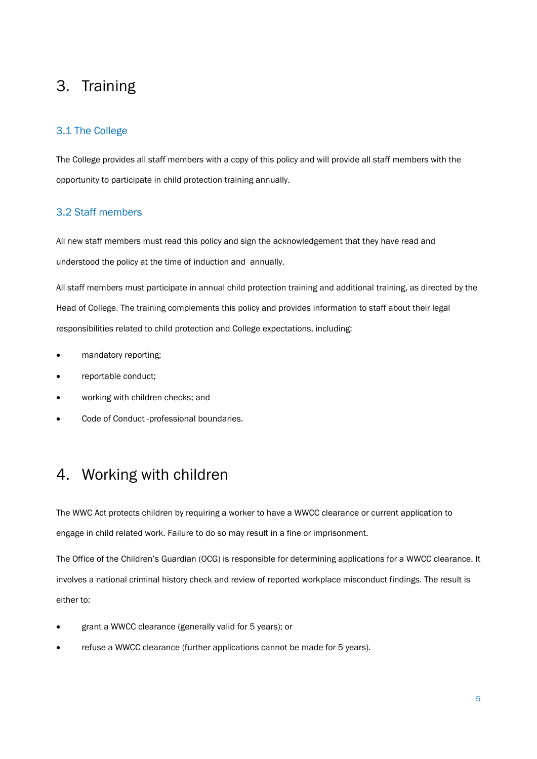# 3. Training

## 3.1 The College

The College provides all staff members with a copy of this policy and will provide all staff members with the opportunity to participate in child protection training annually.

## 3.2 Staff members

All new staff members must read this policy and sign the acknowledgement that they have read and understood the policy at the time of induction and annually.

All staff members must participate in annual child protection training and additional training, as directed by the Head of College. The training complements this policy and provides information to staff about their legal responsibilities related to child protection and College expectations, including:

- mandatory reporting;
- reportable conduct;
- working with children checks; and
- Code of Conduct -professional boundaries.

# 4. Working with children

The WWC Act protects children by requiring a worker to have a WWCC clearance or current application to engage in child related work. Failure to do so may result in a fine or imprisonment.

The Office of the Children's Guardian (OCG) is responsible for determining applications for a WWCC clearance. It involves a national criminal history check and review of reported workplace misconduct findings. The result is either to:

- grant a WWCC clearance (generally valid for 5 years); or
- refuse a WWCC clearance (further applications cannot be made for 5 years).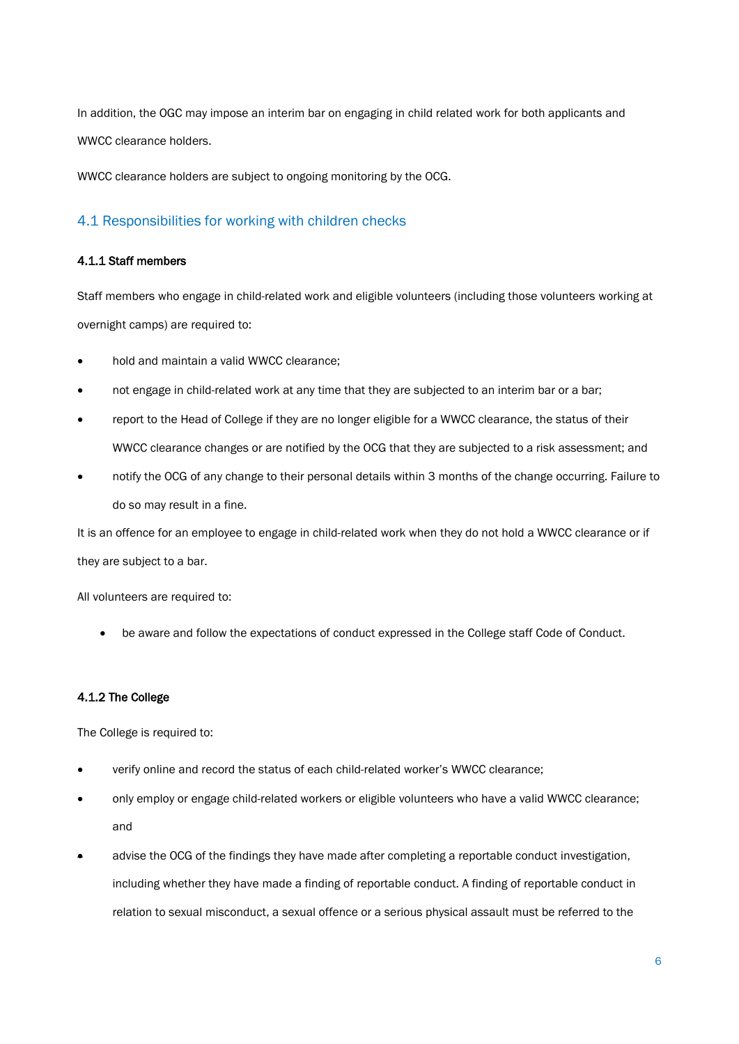In addition, the OGC may impose an interim bar on engaging in child related work for both applicants and WWCC clearance holders.

WWCC clearance holders are subject to ongoing monitoring by the OCG.

## 4.1 Responsibilities for working with children checks

### 4.1.1 Staff members

Staff members who engage in child-related work and eligible volunteers (including those volunteers working at overnight camps) are required to:

- hold and maintain a valid WWCC clearance;
- not engage in child-related work at any time that they are subjected to an interim bar or a bar;
- report to the Head of College if they are no longer eligible for a WWCC clearance, the status of their WWCC clearance changes or are notified by the OCG that they are subjected to a risk assessment; and
- notify the OCG of any change to their personal details within 3 months of the change occurring. Failure to do so may result in a fine.

It is an offence for an employee to engage in child-related work when they do not hold a WWCC clearance or if they are subject to a bar.

All volunteers are required to:

- be aware and follow the expectations of conduct expressed in the College staff Code of Conduct.

### 4.1.2 The College

The College is required to:

- verify online and record the status of each child-related worker's WWCC clearance;
- only employ or engage child-related workers or eligible volunteers who have a valid WWCC clearance; and
- advise the OCG of the findings they have made after completing a reportable conduct investigation, including whether they have made a finding of reportable conduct. A finding of reportable conduct in relation to sexual misconduct, a sexual offence or a serious physical assault must be referred to the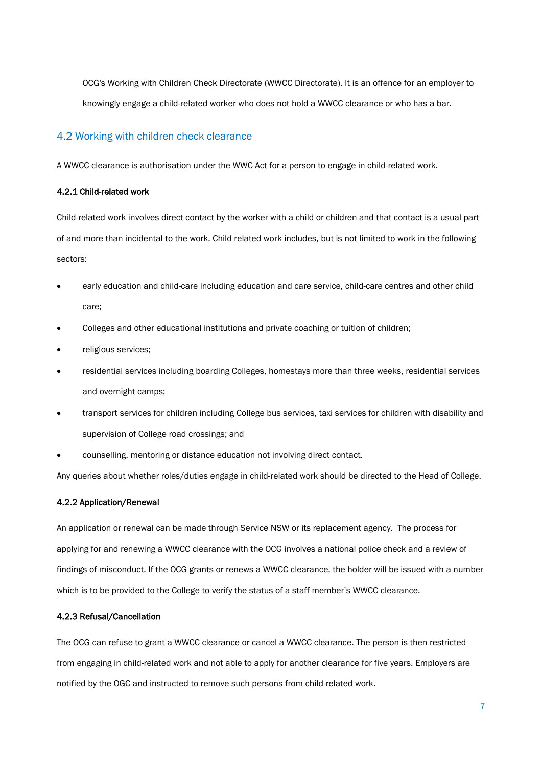OCG's Working with Children Check Directorate (WWCC Directorate). It is an offence for an employer to knowingly engage a child-related worker who does not hold a WWCC clearance or who has a bar.

## 4.2 Working with children check clearance

A WWCC clearance is authorisation under the WWC Act for a person to engage in child-related work.

### 4.2.1 Child-related work

Child-related work involves direct contact by the worker with a child or children and that contact is a usual part of and more than incidental to the work. Child related work includes, but is not limited to work in the following sectors:

- early education and child-care including education and care service, child-care centres and other child care;
- Colleges and other educational institutions and private coaching or tuition of children;
- religious services;
- residential services including boarding Colleges, homestays more than three weeks, residential services and overnight camps;
- transport services for children including College bus services, taxi services for children with disability and supervision of College road crossings; and
- counselling, mentoring or distance education not involving direct contact.

Any queries about whether roles/duties engage in child-related work should be directed to the Head of College.

### 4.2.2 Application/Renewal

An application or renewal can be made through Service NSW or its replacement agency. The process for applying for and renewing a WWCC clearance with the OCG involves a national police check and a review of findings of misconduct. If the OCG grants or renews a WWCC clearance, the holder will be issued with a number which is to be provided to the College to verify the status of a staff member's WWCC clearance.

### 4.2.3 Refusal/Cancellation

The OCG can refuse to grant a WWCC clearance or cancel a WWCC clearance. The person is then restricted from engaging in child-related work and not able to apply for another clearance for five years. Employers are notified by the OGC and instructed to remove such persons from child-related work.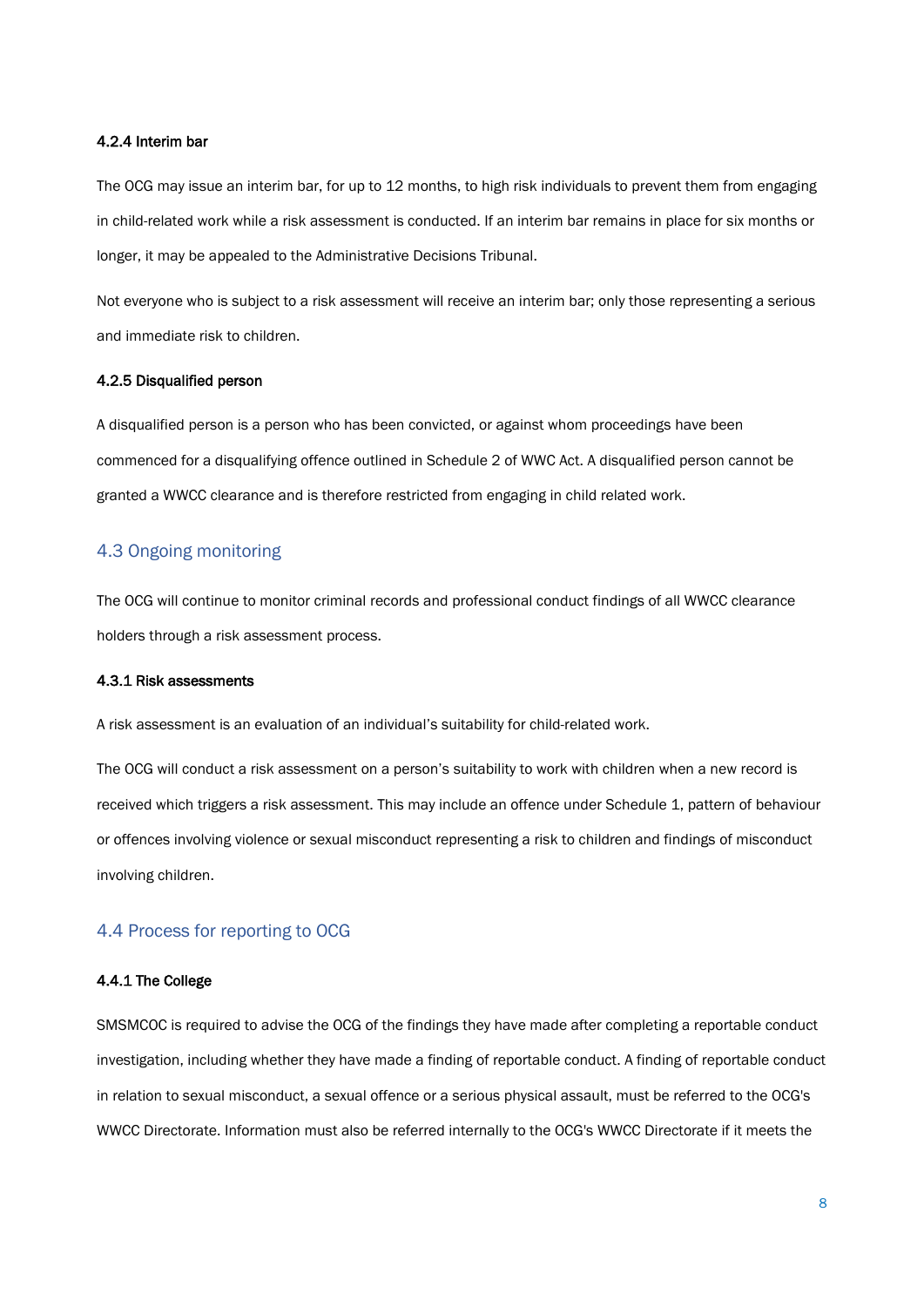#### 4.2.4 Interim bar

The OCG may issue an interim bar, for up to 12 months, to high risk individuals to prevent them from engaging in child-related work while a risk assessment is conducted. If an interim bar remains in place for six months or longer, it may be appealed to the Administrative Decisions Tribunal.

Not everyone who is subject to a risk assessment will receive an interim bar; only those representing a serious and immediate risk to children.

#### 4.2.5 Disqualified person

A disqualified person is a person who has been convicted, or against whom proceedings have been commenced for a disqualifying offence outlined in Schedule 2 of WWC Act. A disqualified person cannot be granted a WWCC clearance and is therefore restricted from engaging in child related work.

### 4.3 Ongoing monitoring

The OCG will continue to monitor criminal records and professional conduct findings of all WWCC clearance holders through a risk assessment process.

#### 4.3.1 Risk assessments

A risk assessment is an evaluation of an individual's suitability for child-related work.

The OCG will conduct a risk assessment on a person's suitability to work with children when a new record is received which triggers a risk assessment. This may include an offence under Schedule 1, pattern of behaviour or offences involving violence or sexual misconduct representing a risk to children and findings of misconduct involving children.

### 4.4 Process for reporting to OCG

#### 4.4.1 The College

SMSMCOC is required to advise the OCG of the findings they have made after completing a reportable conduct investigation, including whether they have made a finding of reportable conduct. A finding of reportable conduct in relation to sexual misconduct, a sexual offence or a serious physical assault, must be referred to the OCG's WWCC Directorate. Information must also be referred internally to the OCG's WWCC Directorate if it meets the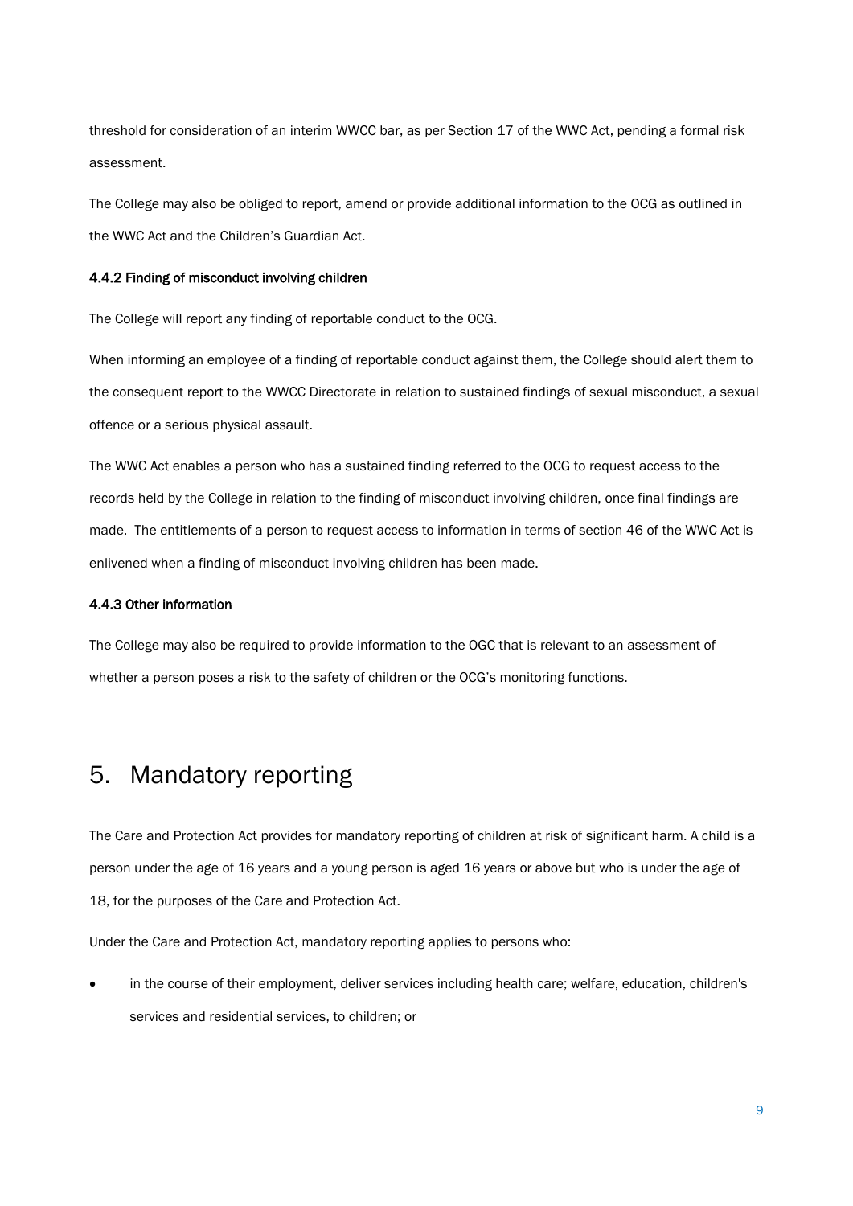threshold for consideration of an interim WWCC bar, as per Section 17 of the WWC Act, pending a formal risk assessment.

The College may also be obliged to report, amend or provide additional information to the OCG as outlined in the WWC Act and the Children's Guardian Act.

#### 4.4.2 Finding of misconduct involving children

The College will report any finding of reportable conduct to the OCG.

When informing an employee of a finding of reportable conduct against them, the College should alert them to the consequent report to the WWCC Directorate in relation to sustained findings of sexual misconduct, a sexual offence or a serious physical assault.

The WWC Act enables a person who has a sustained finding referred to the OCG to request access to the records held by the College in relation to the finding of misconduct involving children, once final findings are made. The entitlements of a person to request access to information in terms of section 46 of the WWC Act is enlivened when a finding of misconduct involving children has been made.

#### 4.4.3 Other information

The College may also be required to provide information to the OGC that is relevant to an assessment of whether a person poses a risk to the safety of children or the OCG's monitoring functions.

# 5. Mandatory reporting

The Care and Protection Act provides for mandatory reporting of children at risk of significant harm. A child is a person under the age of 16 years and a young person is aged 16 years or above but who is under the age of 18, for the purposes of the Care and Protection Act.

Under the Care and Protection Act, mandatory reporting applies to persons who:

- in the course of their employment, deliver services including health care; welfare, education, children's services and residential services, to children; or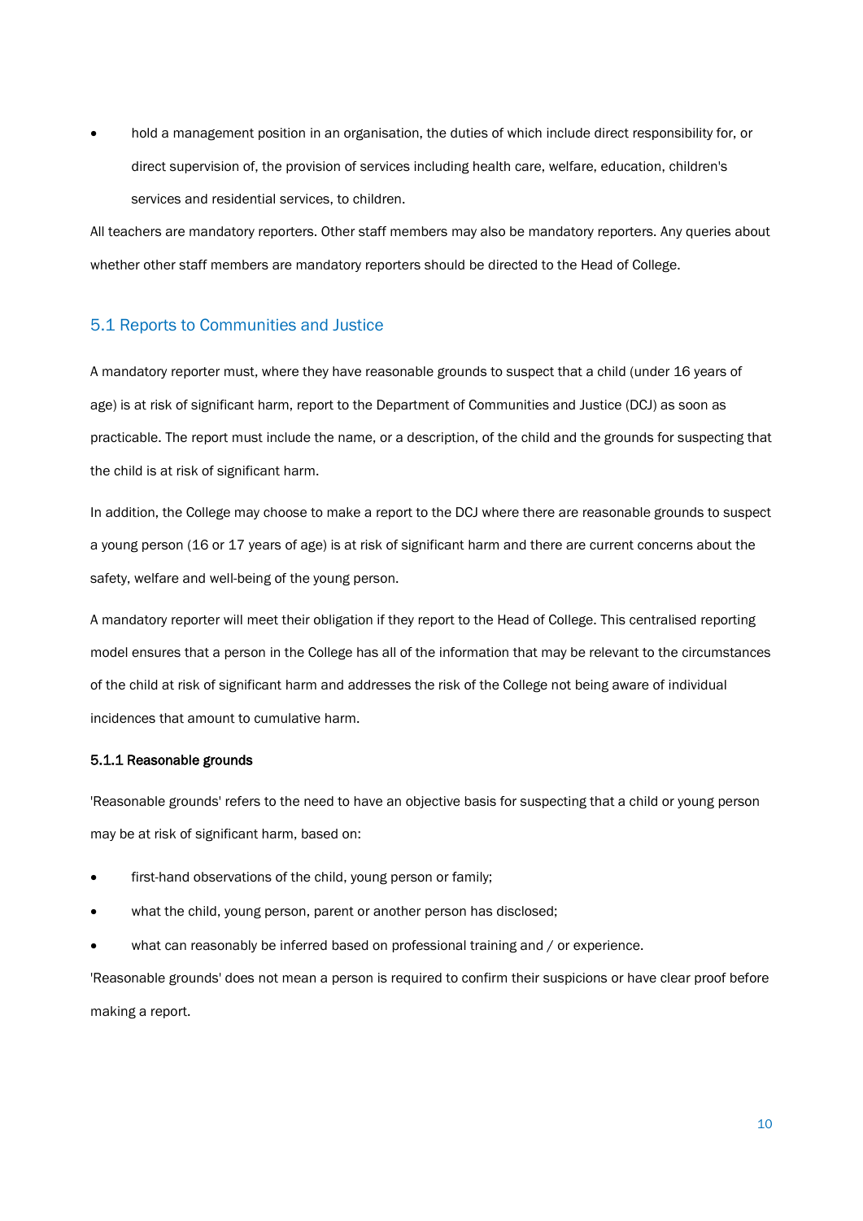- hold a management position in an organisation, the duties of which include direct responsibility for, or direct supervision of, the provision of services including health care, welfare, education, children's services and residential services, to children.

All teachers are mandatory reporters. Other staff members may also be mandatory reporters. Any queries about whether other staff members are mandatory reporters should be directed to the Head of College.

## 5.1 Reports to Communities and Justice

A mandatory reporter must, where they have reasonable grounds to suspect that a child (under 16 years of age) is at risk of significant harm, report to the Department of Communities and Justice (DCJ) as soon as practicable. The report must include the name, or a description, of the child and the grounds for suspecting that the child is at risk of significant harm.

In addition, the College may choose to make a report to the DCJ where there are reasonable grounds to suspect a young person (16 or 17 years of age) is at risk of significant harm and there are current concerns about the safety, welfare and well-being of the young person.

A mandatory reporter will meet their obligation if they report to the Head of College. This centralised reporting model ensures that a person in the College has all of the information that may be relevant to the circumstances of the child at risk of significant harm and addresses the risk of the College not being aware of individual incidences that amount to cumulative harm.

### 5.1.1 Reasonable grounds

'Reasonable grounds' refers to the need to have an objective basis for suspecting that a child or young person may be at risk of significant harm, based on:

- first-hand observations of the child, young person or family;
- what the child, young person, parent or another person has disclosed;
- what can reasonably be inferred based on professional training and / or experience.

'Reasonable grounds' does not mean a person is required to confirm their suspicions or have clear proof before making a report.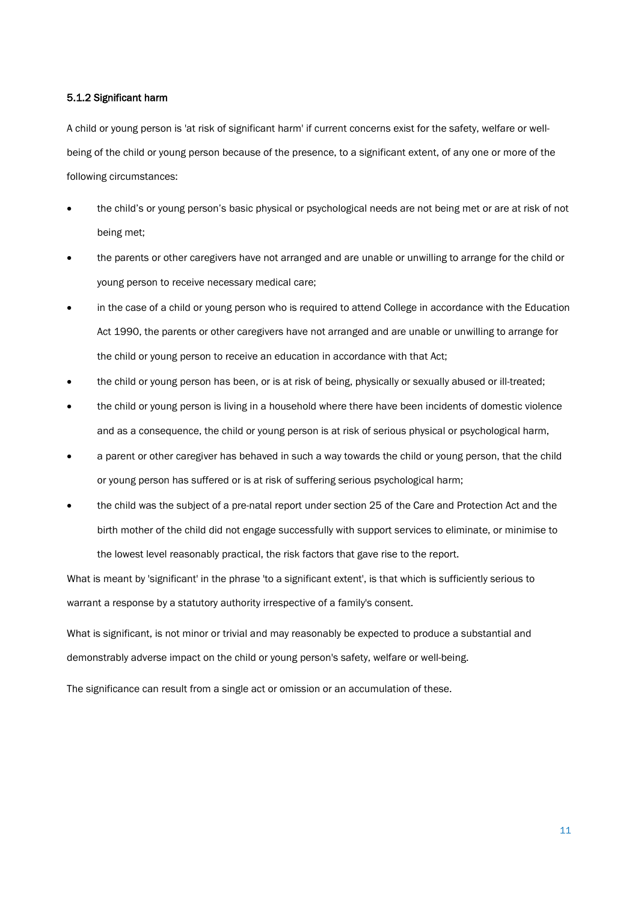#### 5.1.2 Significant harm

A child or young person is 'at risk of significant harm' if current concerns exist for the safety, welfare or well-being of the child or young person because of the presence, to a significant extent, of any one or more of the following circumstances:

- the child's or young person's basic physical or psychological needs are not being met or are at risk of not being met;
- the parents or other caregivers have not arranged and are unable or unwilling to arrange for the child or young person to receive necessary medical care;
- in the case of a child or young person who is required to attend College in accordance with the Education Act 1990, the parents or other caregivers have not arranged and are unable or unwilling to arrange for the child or young person to receive an education in accordance with that Act;
- the child or young person has been, or is at risk of being, physically or sexually abused or ill-treated;
- the child or young person is living in a household where there have been incidents of domestic violence and as a consequence, the child or young person is at risk of serious physical or psychological harm,
- a parent or other caregiver has behaved in such a way towards the child or young person, that the child or young person has suffered or is at risk of suffering serious psychological harm;
- the child was the subject of a pre-natal report under section 25 of the Care and Protection Act and the birth mother of the child did not engage successfully with support services to eliminate, or minimise to the lowest level reasonably practical, the risk factors that gave rise to the report.

What is meant by 'significant' in the phrase 'to a significant extent', is that which is sufficiently serious to warrant a response by a statutory authority irrespective of a family's consent.

What is significant, is not minor or trivial and may reasonably be expected to produce a substantial and demonstrably adverse impact on the child or young person's safety, welfare or well-being.

The significance can result from a single act or omission or an accumulation of these.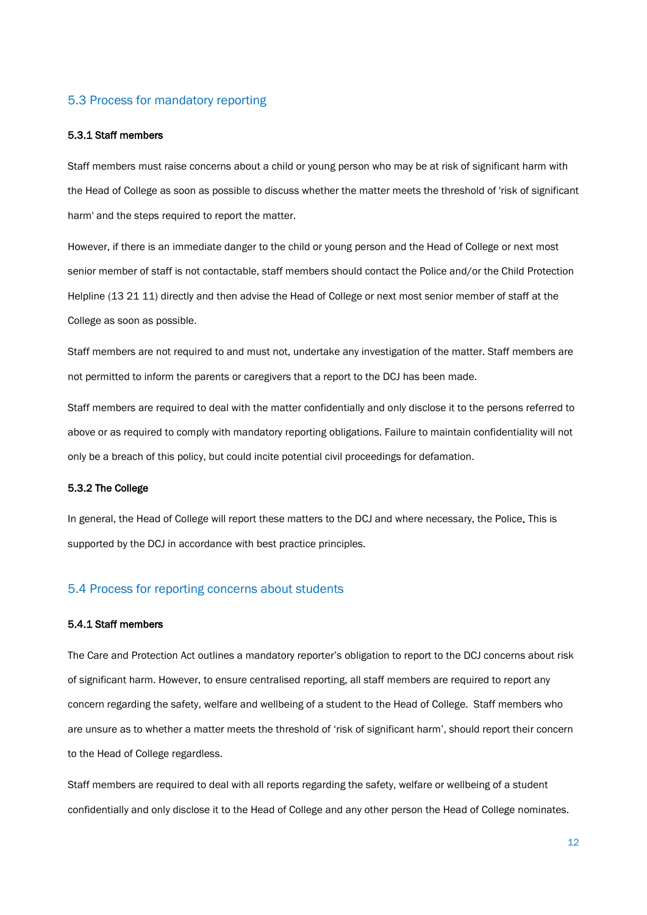## 5.3 Process for mandatory reporting

### 5.3.1 Staff members

Staff members must raise concerns about a child or young person who may be at risk of significant harm with the Head of College as soon as possible to discuss whether the matter meets the threshold of 'risk of significant harm' and the steps required to report the matter.

However, if there is an immediate danger to the child or young person and the Head of College or next most senior member of staff is not contactable, staff members should contact the Police and/or the Child Protection Helpline (13 21 11) directly and then advise the Head of College or next most senior member of staff at the College as soon as possible.

Staff members are not required to and must not, undertake any investigation of the matter. Staff members are not permitted to inform the parents or caregivers that a report to the DCJ has been made.

Staff members are required to deal with the matter confidentially and only disclose it to the persons referred to above or as required to comply with mandatory reporting obligations. Failure to maintain confidentiality will not only be a breach of this policy, but could incite potential civil proceedings for defamation.

### 5.3.2 The College

In general, the Head of College will report these matters to the DCJ and where necessary, the Police. This is supported by the DCJ in accordance with best practice principles.

## 5.4 Process for reporting concerns about students

### 5.4.1 Staff members

The Care and Protection Act outlines a mandatory reporter's obligation to report to the DCJ concerns about risk of significant harm. However, to ensure centralised reporting, all staff members are required to report any concern regarding the safety, welfare and wellbeing of a student to the Head of College. Staff members who are unsure as to whether a matter meets the threshold of 'risk of significant harm', should report their concern to the Head of College regardless.

Staff members are required to deal with all reports regarding the safety, welfare or wellbeing of a student confidentially and only disclose it to the Head of College and any other person the Head of College nominates.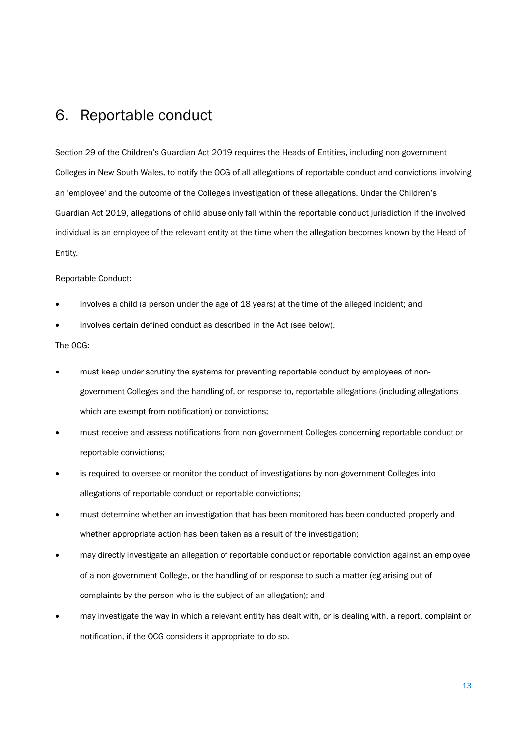# 6. Reportable conduct

Section 29 of the Children's Guardian Act 2019 requires the Heads of Entities, including non-government Colleges in New South Wales, to notify the OCG of all allegations of reportable conduct and convictions involving an 'employee' and the outcome of the College's investigation of these allegations. Under the Children's Guardian Act 2019, allegations of child abuse only fall within the reportable conduct jurisdiction if the involved individual is an employee of the relevant entity at the time when the allegation becomes known by the Head of Entity.

Reportable Conduct:

- involves a child (a person under the age of 18 years) at the time of the alleged incident; and
- involves certain defined conduct as described in the Act (see below).

The OCG:

- must keep under scrutiny the systems for preventing reportable conduct by employees of non-government Colleges and the handling of, or response to, reportable allegations (including allegations which are exempt from notification) or convictions;
- must receive and assess notifications from non-government Colleges concerning reportable conduct or reportable convictions;
- is required to oversee or monitor the conduct of investigations by non-government Colleges into allegations of reportable conduct or reportable convictions;
- must determine whether an investigation that has been monitored has been conducted properly and whether appropriate action has been taken as a result of the investigation;
- may directly investigate an allegation of reportable conduct or reportable conviction against an employee of a non-government College, or the handling of or response to such a matter (eg arising out of complaints by the person who is the subject of an allegation); and
- may investigate the way in which a relevant entity has dealt with, or is dealing with, a report, complaint or notification, if the OCG considers it appropriate to do so.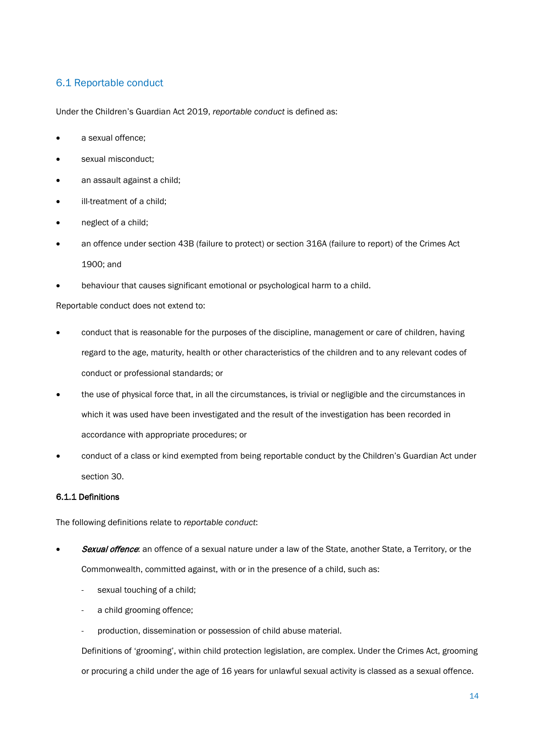## 6.1 Reportable conduct

Under the Children's Guardian Act 2019, *reportable conduct* is defined as:

- a sexual offence;
- sexual misconduct;
- an assault against a child;
- ill-treatment of a child;
- neglect of a child;
- an offence under section 43B (failure to protect) or section 316A (failure to report) of the Crimes Act 1900; and
- behaviour that causes significant emotional or psychological harm to a child.

Reportable conduct does not extend to:

- conduct that is reasonable for the purposes of the discipline, management or care of children, having regard to the age, maturity, health or other characteristics of the children and to any relevant codes of conduct or professional standards; or
- the use of physical force that, in all the circumstances, is trivial or negligible and the circumstances in which it was used have been investigated and the result of the investigation has been recorded in accordance with appropriate procedures; or
- conduct of a class or kind exempted from being reportable conduct by the Children's Guardian Act under section 30.

### 6.1.1 Definitions

The following definitions relate to *reportable conduct*:

- ***Sexual offence***: an offence of a sexual nature under a law of the State, another State, a Territory, or the Commonwealth, committed against, with or in the presence of a child, such as:
  - sexual touching of a child;
  - a child grooming offence;
  - production, dissemination or possession of child abuse material.

  Definitions of 'grooming', within child protection legislation, are complex. Under the Crimes Act, grooming or procuring a child under the age of 16 years for unlawful sexual activity is classed as a sexual offence.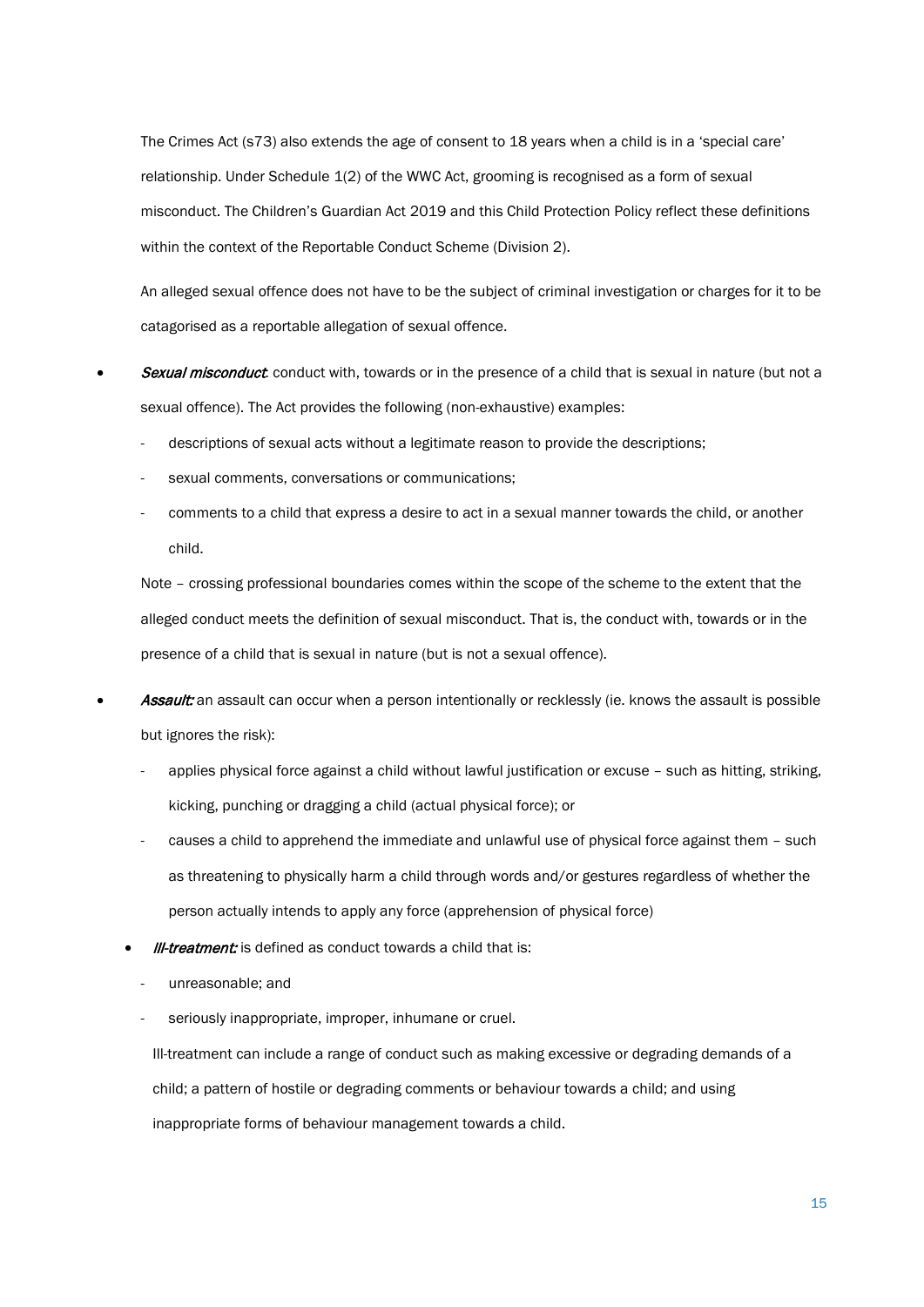The Crimes Act (s73) also extends the age of consent to 18 years when a child is in a 'special care' relationship. Under Schedule 1(2) of the WWC Act, grooming is recognised as a form of sexual misconduct. The Children's Guardian Act 2019 and this Child Protection Policy reflect these definitions within the context of the Reportable Conduct Scheme (Division 2).

An alleged sexual offence does not have to be the subject of criminal investigation or charges for it to be catagorised as a reportable allegation of sexual offence.

- ***Sexual misconduct***: conduct with, towards or in the presence of a child that is sexual in nature (but not a sexual offence). The Act provides the following (non-exhaustive) examples:
  - descriptions of sexual acts without a legitimate reason to provide the descriptions;
  - sexual comments, conversations or communications;
  - comments to a child that express a desire to act in a sexual manner towards the child, or another child.

  Note – crossing professional boundaries comes within the scope of the scheme to the extent that the alleged conduct meets the definition of sexual misconduct. That is, the conduct with, towards or in the presence of a child that is sexual in nature (but is not a sexual offence).

- ***Assault:*** an assault can occur when a person intentionally or recklessly (ie. knows the assault is possible but ignores the risk):
  - applies physical force against a child without lawful justification or excuse – such as hitting, striking, kicking, punching or dragging a child (actual physical force); or
  - causes a child to apprehend the immediate and unlawful use of physical force against them – such as threatening to physically harm a child through words and/or gestures regardless of whether the person actually intends to apply any force (apprehension of physical force)

- ***Ill-treatment:*** is defined as conduct towards a child that is:
  - unreasonable; and
  - seriously inappropriate, improper, inhumane or cruel.

  Ill-treatment can include a range of conduct such as making excessive or degrading demands of a child; a pattern of hostile or degrading comments or behaviour towards a child; and using inappropriate forms of behaviour management towards a child.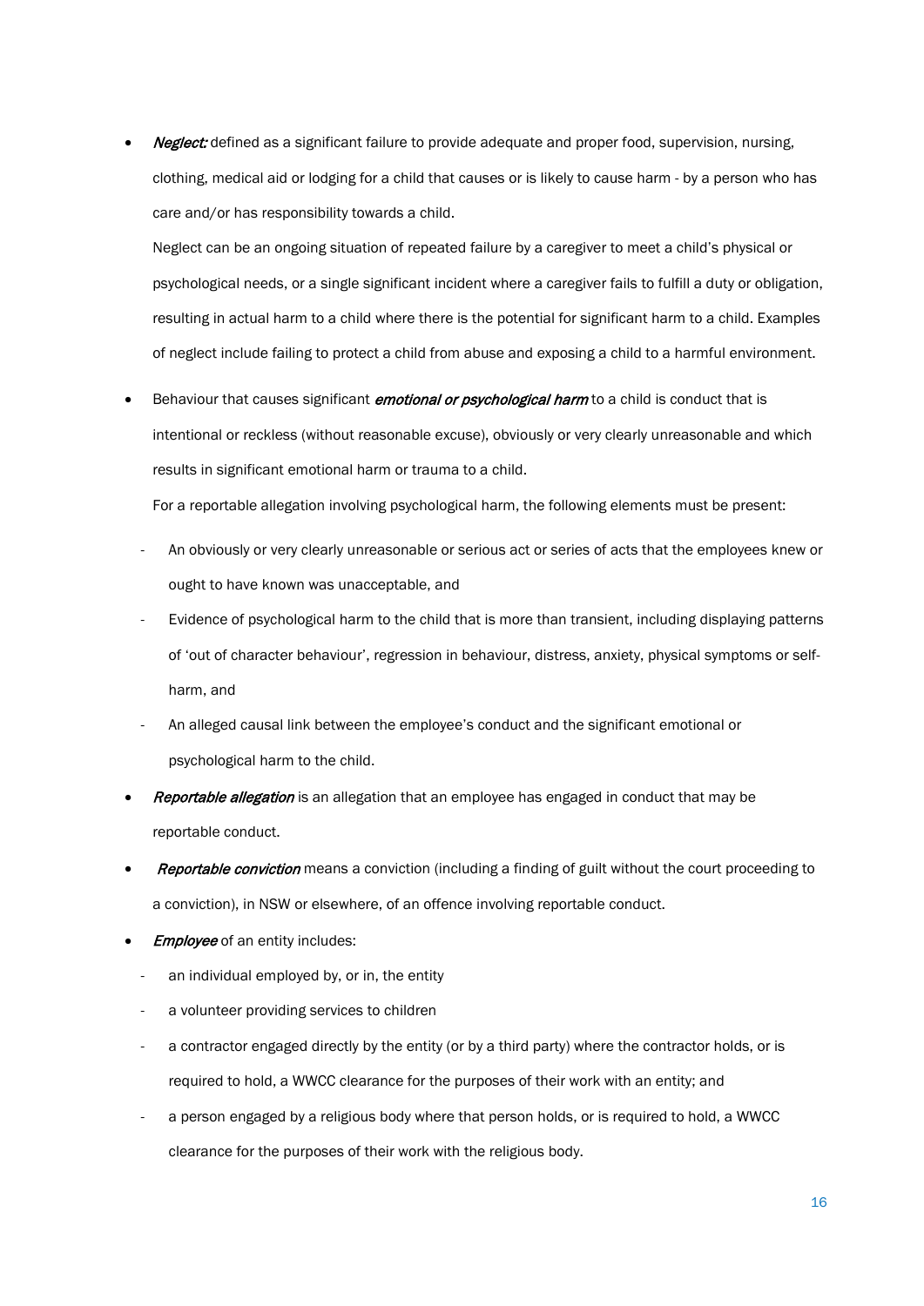- ***Neglect:*** defined as a significant failure to provide adequate and proper food, supervision, nursing, clothing, medical aid or lodging for a child that causes or is likely to cause harm - by a person who has care and/or has responsibility towards a child.

  Neglect can be an ongoing situation of repeated failure by a caregiver to meet a child's physical or psychological needs, or a single significant incident where a caregiver fails to fulfill a duty or obligation, resulting in actual harm to a child where there is the potential for significant harm to a child. Examples of neglect include failing to protect a child from abuse and exposing a child to a harmful environment.

- Behaviour that causes significant ***emotional or psychological harm*** to a child is conduct that is intentional or reckless (without reasonable excuse), obviously or very clearly unreasonable and which results in significant emotional harm or trauma to a child.

  For a reportable allegation involving psychological harm, the following elements must be present:

  - An obviously or very clearly unreasonable or serious act or series of acts that the employees knew or ought to have known was unacceptable, and
  - Evidence of psychological harm to the child that is more than transient, including displaying patterns of 'out of character behaviour', regression in behaviour, distress, anxiety, physical symptoms or self-harm, and
  - An alleged causal link between the employee's conduct and the significant emotional or psychological harm to the child.

- ***Reportable allegation*** is an allegation that an employee has engaged in conduct that may be reportable conduct.

- ***Reportable conviction*** means a conviction (including a finding of guilt without the court proceeding to a conviction), in NSW or elsewhere, of an offence involving reportable conduct.

- ***Employee*** of an entity includes:

  - an individual employed by, or in, the entity
  - a volunteer providing services to children
  - a contractor engaged directly by the entity (or by a third party) where the contractor holds, or is required to hold, a WWCC clearance for the purposes of their work with an entity; and
  - a person engaged by a religious body where that person holds, or is required to hold, a WWCC clearance for the purposes of their work with the religious body.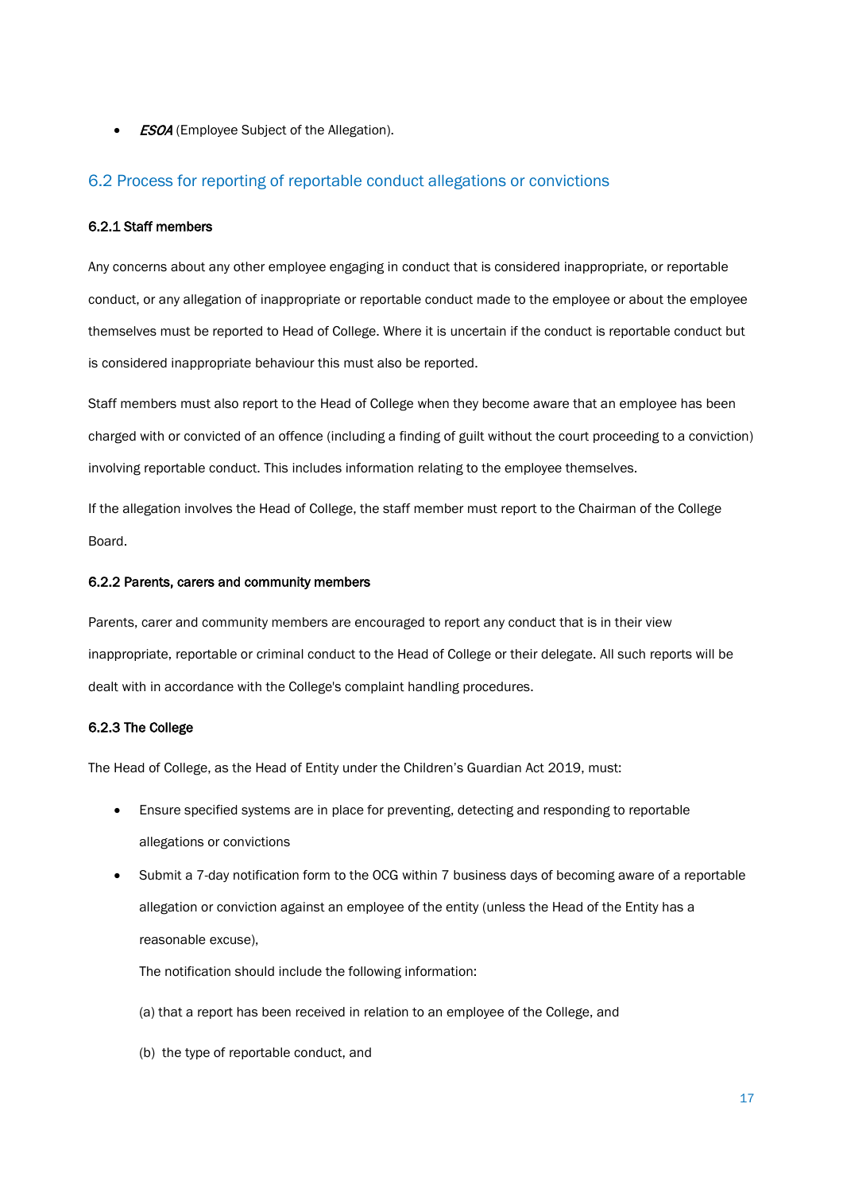- ***ESOA*** (Employee Subject of the Allegation).

## 6.2 Process for reporting of reportable conduct allegations or convictions

#### 6.2.1 Staff members

Any concerns about any other employee engaging in conduct that is considered inappropriate, or reportable conduct, or any allegation of inappropriate or reportable conduct made to the employee or about the employee themselves must be reported to Head of College. Where it is uncertain if the conduct is reportable conduct but is considered inappropriate behaviour this must also be reported.

Staff members must also report to the Head of College when they become aware that an employee has been charged with or convicted of an offence (including a finding of guilt without the court proceeding to a conviction) involving reportable conduct. This includes information relating to the employee themselves.

If the allegation involves the Head of College, the staff member must report to the Chairman of the College Board.

#### 6.2.2 Parents, carers and community members

Parents, carer and community members are encouraged to report any conduct that is in their view inappropriate, reportable or criminal conduct to the Head of College or their delegate. All such reports will be dealt with in accordance with the College's complaint handling procedures.

#### 6.2.3 The College

The Head of College, as the Head of Entity under the Children's Guardian Act 2019, must:

- Ensure specified systems are in place for preventing, detecting and responding to reportable allegations or convictions
- Submit a 7-day notification form to the OCG within 7 business days of becoming aware of a reportable allegation or conviction against an employee of the entity (unless the Head of the Entity has a reasonable excuse),

  The notification should include the following information:

  (a) that a report has been received in relation to an employee of the College, and

  (b) the type of reportable conduct, and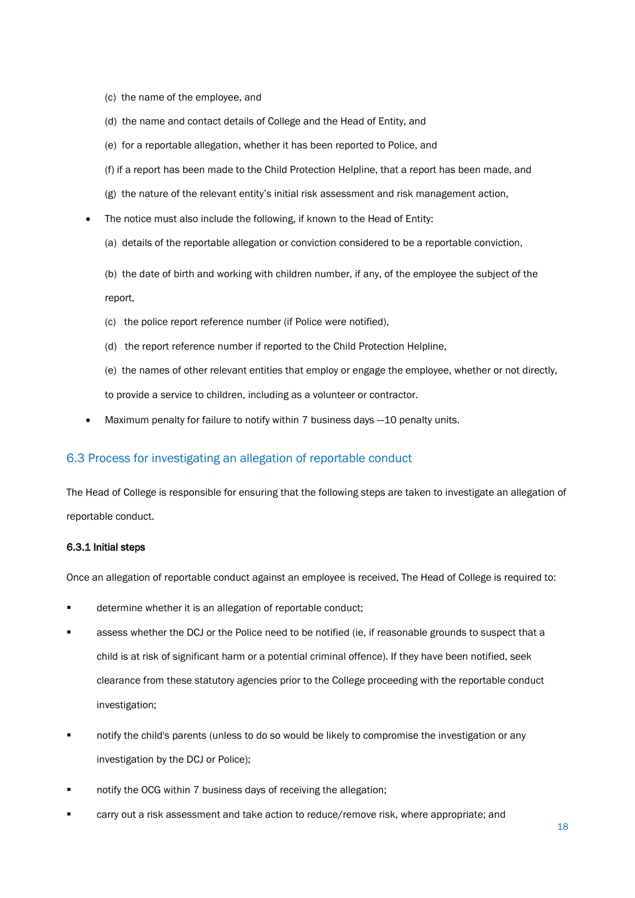(c) the name of the employee, and

(d) the name and contact details of College and the Head of Entity, and

(e) for a reportable allegation, whether it has been reported to Police, and

(f) if a report has been made to the Child Protection Helpline, that a report has been made, and

(g) the nature of the relevant entity's initial risk assessment and risk management action,

- The notice must also include the following, if known to the Head of Entity:

  (a) details of the reportable allegation or conviction considered to be a reportable conviction,

  (b) the date of birth and working with children number, if any, of the employee the subject of the report,

  (c) the police report reference number (if Police were notified),

  (d) the report reference number if reported to the Child Protection Helpline,

  (e) the names of other relevant entities that employ or engage the employee, whether or not directly, to provide a service to children, including as a volunteer or contractor.

- Maximum penalty for failure to notify within 7 business days —10 penalty units.

## 6.3 Process for investigating an allegation of reportable conduct

The Head of College is responsible for ensuring that the following steps are taken to investigate an allegation of reportable conduct.

#### 6.3.1 Initial steps

Once an allegation of reportable conduct against an employee is received, The Head of College is required to:

- determine whether it is an allegation of reportable conduct;
- assess whether the DCJ or the Police need to be notified (ie, if reasonable grounds to suspect that a child is at risk of significant harm or a potential criminal offence). If they have been notified, seek clearance from these statutory agencies prior to the College proceeding with the reportable conduct investigation;
- notify the child's parents (unless to do so would be likely to compromise the investigation or any investigation by the DCJ or Police);
- notify the OCG within 7 business days of receiving the allegation;
- carry out a risk assessment and take action to reduce/remove risk, where appropriate; and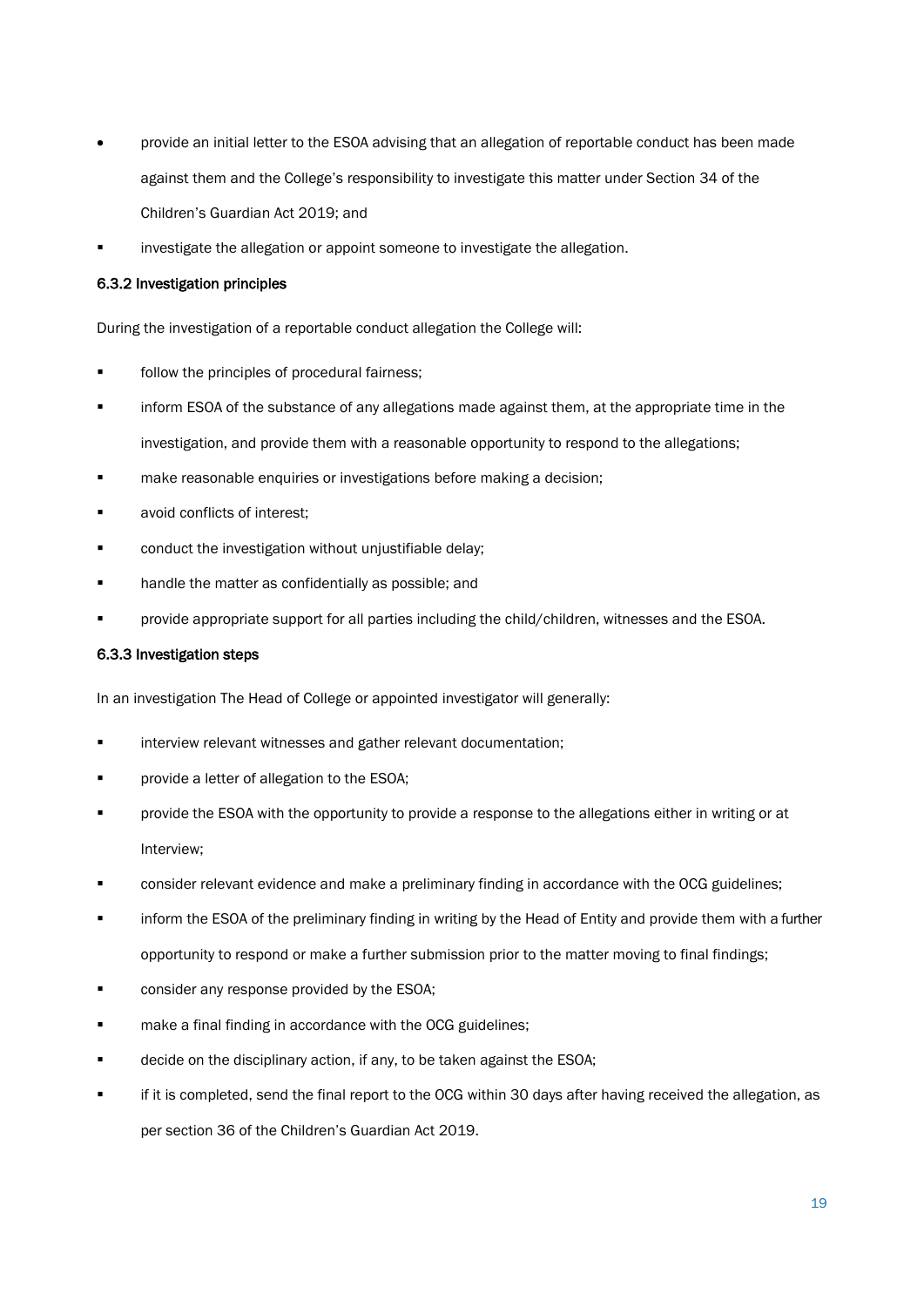- provide an initial letter to the ESOA advising that an allegation of reportable conduct has been made against them and the College's responsibility to investigate this matter under Section 34 of the Children's Guardian Act 2019; and
- investigate the allegation or appoint someone to investigate the allegation.

#### 6.3.2 Investigation principles

During the investigation of a reportable conduct allegation the College will:

- follow the principles of procedural fairness;
- inform ESOA of the substance of any allegations made against them, at the appropriate time in the investigation, and provide them with a reasonable opportunity to respond to the allegations;
- make reasonable enquiries or investigations before making a decision;
- avoid conflicts of interest;
- conduct the investigation without unjustifiable delay;
- handle the matter as confidentially as possible; and
- provide appropriate support for all parties including the child/children, witnesses and the ESOA.

#### 6.3.3 Investigation steps

In an investigation The Head of College or appointed investigator will generally:

- interview relevant witnesses and gather relevant documentation;
- provide a letter of allegation to the ESOA;
- provide the ESOA with the opportunity to provide a response to the allegations either in writing or at Interview;
- consider relevant evidence and make a preliminary finding in accordance with the OCG guidelines;
- inform the ESOA of the preliminary finding in writing by the Head of Entity and provide them with a further opportunity to respond or make a further submission prior to the matter moving to final findings;
- consider any response provided by the ESOA;
- make a final finding in accordance with the OCG guidelines;
- decide on the disciplinary action, if any, to be taken against the ESOA;
- if it is completed, send the final report to the OCG within 30 days after having received the allegation, as per section 36 of the Children's Guardian Act 2019.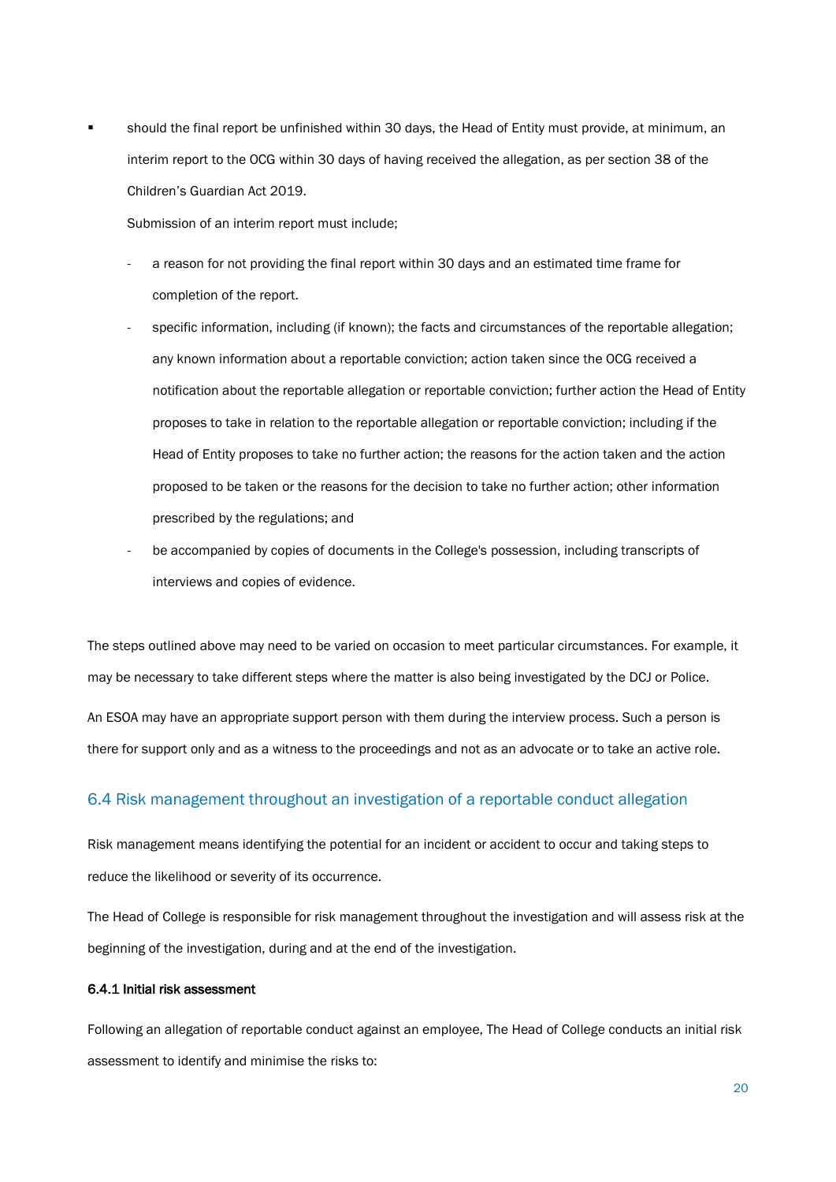- should the final report be unfinished within 30 days, the Head of Entity must provide, at minimum, an interim report to the OCG within 30 days of having received the allegation, as per section 38 of the Children's Guardian Act 2019.

  Submission of an interim report must include;

  - a reason for not providing the final report within 30 days and an estimated time frame for completion of the report.
  - specific information, including (if known); the facts and circumstances of the reportable allegation; any known information about a reportable conviction; action taken since the OCG received a notification about the reportable allegation or reportable conviction; further action the Head of Entity proposes to take in relation to the reportable allegation or reportable conviction; including if the Head of Entity proposes to take no further action; the reasons for the action taken and the action proposed to be taken or the reasons for the decision to take no further action; other information prescribed by the regulations; and
  - be accompanied by copies of documents in the College's possession, including transcripts of interviews and copies of evidence.

The steps outlined above may need to be varied on occasion to meet particular circumstances. For example, it may be necessary to take different steps where the matter is also being investigated by the DCJ or Police.

An ESOA may have an appropriate support person with them during the interview process. Such a person is there for support only and as a witness to the proceedings and not as an advocate or to take an active role.

## 6.4 Risk management throughout an investigation of a reportable conduct allegation

Risk management means identifying the potential for an incident or accident to occur and taking steps to reduce the likelihood or severity of its occurrence.

The Head of College is responsible for risk management throughout the investigation and will assess risk at the beginning of the investigation, during and at the end of the investigation.

#### 6.4.1 Initial risk assessment

Following an allegation of reportable conduct against an employee, The Head of College conducts an initial risk assessment to identify and minimise the risks to: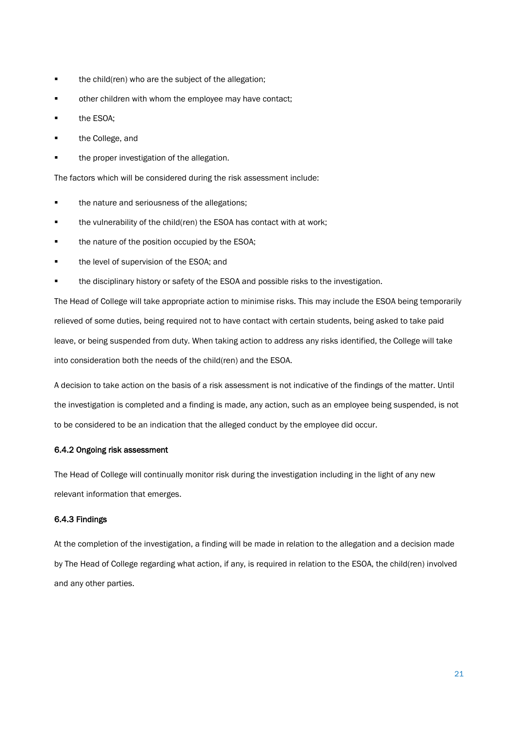- the child(ren) who are the subject of the allegation;
- other children with whom the employee may have contact;
- the ESOA;
- the College, and
- the proper investigation of the allegation.

The factors which will be considered during the risk assessment include:

- the nature and seriousness of the allegations;
- the vulnerability of the child(ren) the ESOA has contact with at work;
- the nature of the position occupied by the ESOA;
- the level of supervision of the ESOA; and
- the disciplinary history or safety of the ESOA and possible risks to the investigation.

The Head of College will take appropriate action to minimise risks. This may include the ESOA being temporarily relieved of some duties, being required not to have contact with certain students, being asked to take paid leave, or being suspended from duty. When taking action to address any risks identified, the College will take into consideration both the needs of the child(ren) and the ESOA.

A decision to take action on the basis of a risk assessment is not indicative of the findings of the matter. Until the investigation is completed and a finding is made, any action, such as an employee being suspended, is not to be considered to be an indication that the alleged conduct by the employee did occur.

#### 6.4.2 Ongoing risk assessment

The Head of College will continually monitor risk during the investigation including in the light of any new relevant information that emerges.

#### 6.4.3 Findings

At the completion of the investigation, a finding will be made in relation to the allegation and a decision made by The Head of College regarding what action, if any, is required in relation to the ESOA, the child(ren) involved and any other parties.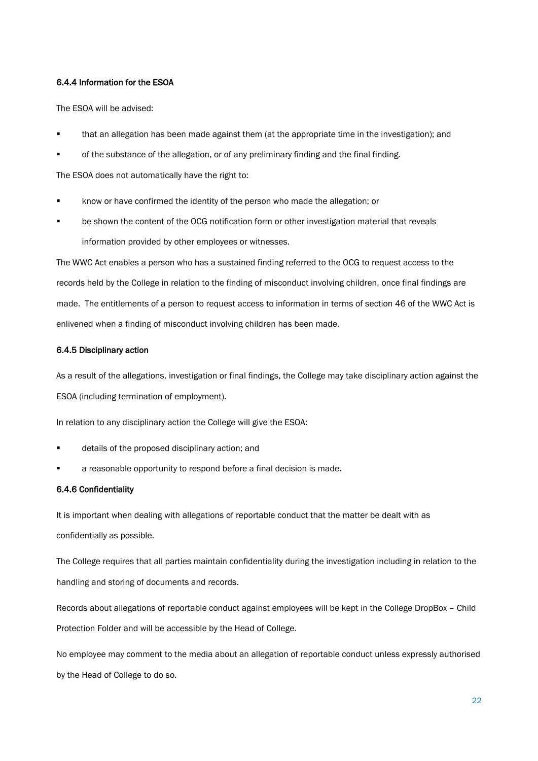#### 6.4.4 Information for the ESOA

The ESOA will be advised:

- that an allegation has been made against them (at the appropriate time in the investigation); and
- of the substance of the allegation, or of any preliminary finding and the final finding.

The ESOA does not automatically have the right to:

- know or have confirmed the identity of the person who made the allegation; or
- be shown the content of the OCG notification form or other investigation material that reveals information provided by other employees or witnesses.

The WWC Act enables a person who has a sustained finding referred to the OCG to request access to the records held by the College in relation to the finding of misconduct involving children, once final findings are made. The entitlements of a person to request access to information in terms of section 46 of the WWC Act is enlivened when a finding of misconduct involving children has been made.

#### 6.4.5 Disciplinary action

As a result of the allegations, investigation or final findings, the College may take disciplinary action against the ESOA (including termination of employment).

In relation to any disciplinary action the College will give the ESOA:

- details of the proposed disciplinary action; and
- a reasonable opportunity to respond before a final decision is made.

#### 6.4.6 Confidentiality

It is important when dealing with allegations of reportable conduct that the matter be dealt with as confidentially as possible.

The College requires that all parties maintain confidentiality during the investigation including in relation to the handling and storing of documents and records.

Records about allegations of reportable conduct against employees will be kept in the College DropBox – Child Protection Folder and will be accessible by the Head of College.

No employee may comment to the media about an allegation of reportable conduct unless expressly authorised by the Head of College to do so.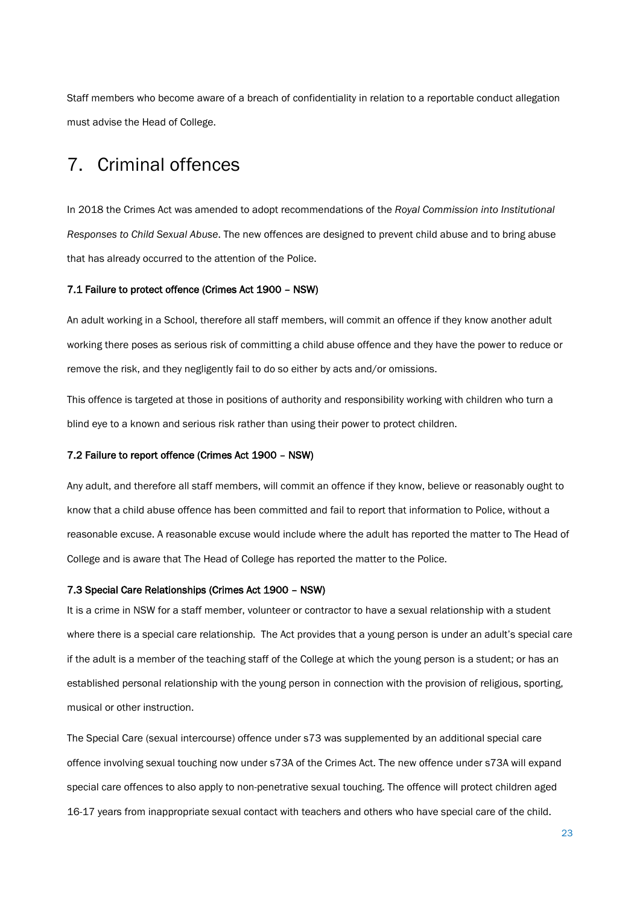Staff members who become aware of a breach of confidentiality in relation to a reportable conduct allegation must advise the Head of College.

# 7. Criminal offences

In 2018 the Crimes Act was amended to adopt recommendations of the *Royal Commission into Institutional Responses to Child Sexual Abuse*. The new offences are designed to prevent child abuse and to bring abuse that has already occurred to the attention of the Police.

#### 7.1 Failure to protect offence (Crimes Act 1900 – NSW)

An adult working in a School, therefore all staff members, will commit an offence if they know another adult working there poses as serious risk of committing a child abuse offence and they have the power to reduce or remove the risk, and they negligently fail to do so either by acts and/or omissions.

This offence is targeted at those in positions of authority and responsibility working with children who turn a blind eye to a known and serious risk rather than using their power to protect children.

#### 7.2 Failure to report offence (Crimes Act 1900 – NSW)

Any adult, and therefore all staff members, will commit an offence if they know, believe or reasonably ought to know that a child abuse offence has been committed and fail to report that information to Police, without a reasonable excuse. A reasonable excuse would include where the adult has reported the matter to The Head of College and is aware that The Head of College has reported the matter to the Police.

#### 7.3 Special Care Relationships (Crimes Act 1900 – NSW)

It is a crime in NSW for a staff member, volunteer or contractor to have a sexual relationship with a student where there is a special care relationship. The Act provides that a young person is under an adult's special care if the adult is a member of the teaching staff of the College at which the young person is a student; or has an established personal relationship with the young person in connection with the provision of religious, sporting, musical or other instruction.

The Special Care (sexual intercourse) offence under s73 was supplemented by an additional special care offence involving sexual touching now under s73A of the Crimes Act. The new offence under s73A will expand special care offences to also apply to non-penetrative sexual touching. The offence will protect children aged 16-17 years from inappropriate sexual contact with teachers and others who have special care of the child.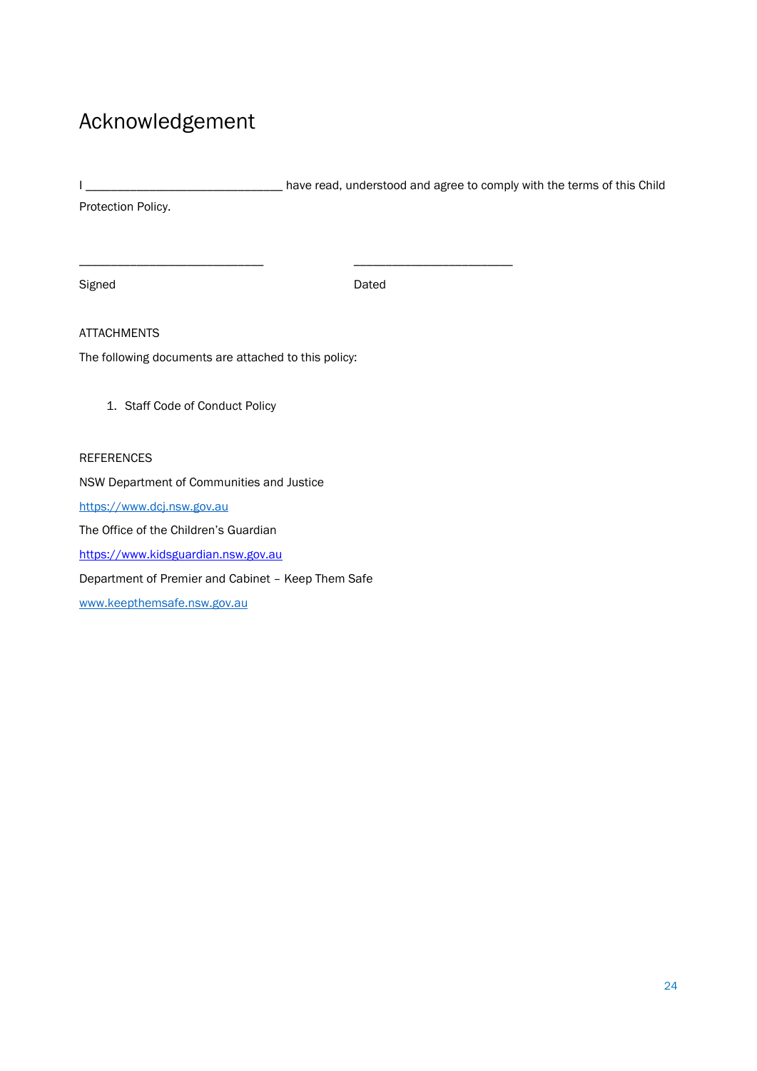# Acknowledgement

I _______________________________ have read, understood and agree to comply with the terms of this Child Protection Policy.

_____________________________          _________________________

Signed          Dated

ATTACHMENTS

The following documents are attached to this policy:

1. Staff Code of Conduct Policy

REFERENCES

NSW Department of Communities and Justice

https://www.dcj.nsw.gov.au

The Office of the Children's Guardian

https://www.kidsguardian.nsw.gov.au

Department of Premier and Cabinet – Keep Them Safe

www.keepthemsafe.nsw.gov.au